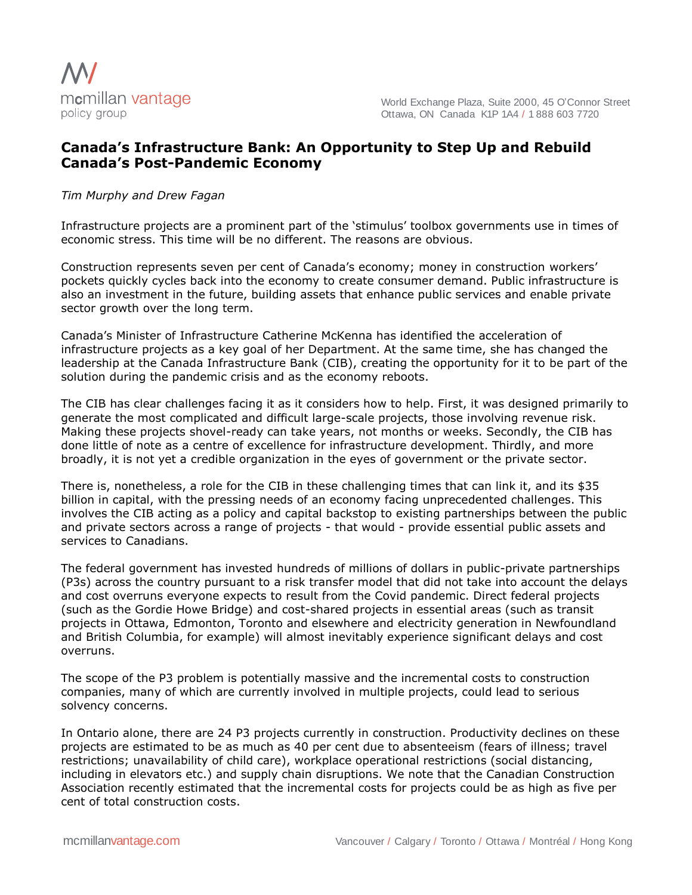# Canada's Infrastructure Bank: An Opportunity to Step Up and Rebuild Canada's Post-Pandemic Economy

*Tim Murphy and Drew Fagan*

Infrastructure projects are a prominent part of the 'stimulus' toolbox governments use in times of economic stress. This time will be no different. The reasons are obvious.

Construction represents seven per cent of Canada's economy; money in construction workers' pockets quickly cycles back into the economy to create consumer demand. Public infrastructure is also an investment in the future, building assets that enhance public services and enable private sector growth over the long term.

Canada's Minister of Infrastructure Catherine McKenna has identified the acceleration of infrastructure projects as a key goal of her Department. At the same time, she has changed the leadership at the Canada Infrastructure Bank (CIB), creating the opportunity for it to be part of the solution during the pandemic crisis and as the economy reboots.

The CIB has clear challenges facing it as it considers how to help. First, it was designed primarily to generate the most complicated and difficult large-scale projects, those involving revenue risk. Making these projects shovel-ready can take years, not months or weeks. Secondly, the CIB has done little of note as a centre of excellence for infrastructure development. Thirdly, and more broadly, it is not yet a credible organization in the eyes of government or the private sector.

There is, nonetheless, a role for the CIB in these challenging times that can link it, and its $35 billion in capital, with the pressing needs of an economy facing unprecedented challenges. This involves the CIB acting as a policy and capital backstop to existing partnerships between the public and private sectors across a range of projects - that would - provide essential public assets and services to Canadians.

The federal government has invested hundreds of millions of dollars in public-private partnerships (P3s) across the country pursuant to a risk transfer model that did not take into account the delays and cost overruns everyone expects to result from the Covid pandemic. Direct federal projects (such as the Gordie Howe Bridge) and cost-shared projects in essential areas (such as transit projects in Ottawa, Edmonton, Toronto and elsewhere and electricity generation in Newfoundland and British Columbia, for example) will almost inevitably experience significant delays and cost overruns.

The scope of the P3 problem is potentially massive and the incremental costs to construction companies, many of which are currently involved in multiple projects, could lead to serious solvency concerns.

In Ontario alone, there are 24 P3 projects currently in construction. Productivity declines on these projects are estimated to be as much as 40 per cent due to absenteeism (fears of illness; travel restrictions; unavailability of child care), workplace operational restrictions (social distancing, including in elevators etc.) and supply chain disruptions. We note that the Canadian Construction Association recently estimated that the incremental costs for projects could be as high as five per cent of total construction costs.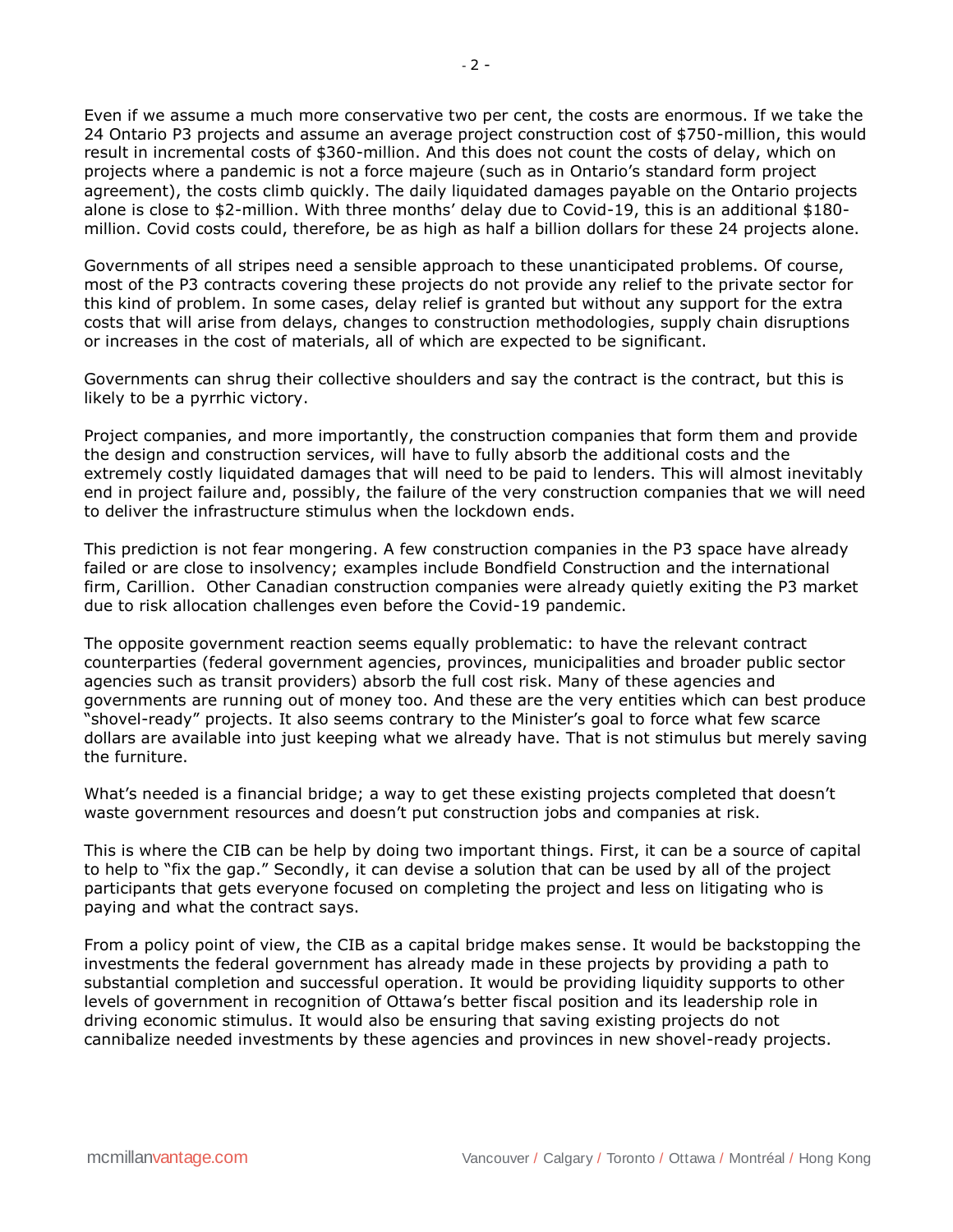Even if we assume a much more conservative two per cent, the costs are enormous. If we take the 24 Ontario P3 projects and assume an average project construction cost of $750-million, this would result in incremental costs of $360-million. And this does not count the costs of delay, which on projects where a pandemic is not a force majeure (such as in Ontario's standard form project agreement), the costs climb quickly. The daily liquidated damages payable on the Ontario projects alone is close to $2-million. With three months' delay due to Covid-19, this is an additional $180-million. Covid costs could, therefore, be as high as half a billion dollars for these 24 projects alone.

Governments of all stripes need a sensible approach to these unanticipated problems. Of course, most of the P3 contracts covering these projects do not provide any relief to the private sector for this kind of problem. In some cases, delay relief is granted but without any support for the extra costs that will arise from delays, changes to construction methodologies, supply chain disruptions or increases in the cost of materials, all of which are expected to be significant.

Governments can shrug their collective shoulders and say the contract is the contract, but this is likely to be a pyrrhic victory.

Project companies, and more importantly, the construction companies that form them and provide the design and construction services, will have to fully absorb the additional costs and the extremely costly liquidated damages that will need to be paid to lenders. This will almost inevitably end in project failure and, possibly, the failure of the very construction companies that we will need to deliver the infrastructure stimulus when the lockdown ends.

This prediction is not fear mongering. A few construction companies in the P3 space have already failed or are close to insolvency; examples include Bondfield Construction and the international firm, Carillion. Other Canadian construction companies were already quietly exiting the P3 market due to risk allocation challenges even before the Covid-19 pandemic.

The opposite government reaction seems equally problematic: to have the relevant contract counterparties (federal government agencies, provinces, municipalities and broader public sector agencies such as transit providers) absorb the full cost risk. Many of these agencies and governments are running out of money too. And these are the very entities which can best produce "shovel-ready" projects. It also seems contrary to the Minister's goal to force what few scarce dollars are available into just keeping what we already have. That is not stimulus but merely saving the furniture.

What's needed is a financial bridge; a way to get these existing projects completed that doesn't waste government resources and doesn't put construction jobs and companies at risk.

This is where the CIB can be help by doing two important things. First, it can be a source of capital to help to "fix the gap." Secondly, it can devise a solution that can be used by all of the project participants that gets everyone focused on completing the project and less on litigating who is paying and what the contract says.

From a policy point of view, the CIB as a capital bridge makes sense. It would be backstopping the investments the federal government has already made in these projects by providing a path to substantial completion and successful operation. It would be providing liquidity supports to other levels of government in recognition of Ottawa's better fiscal position and its leadership role in driving economic stimulus. It would also be ensuring that saving existing projects do not cannibalize needed investments by these agencies and provinces in new shovel-ready projects.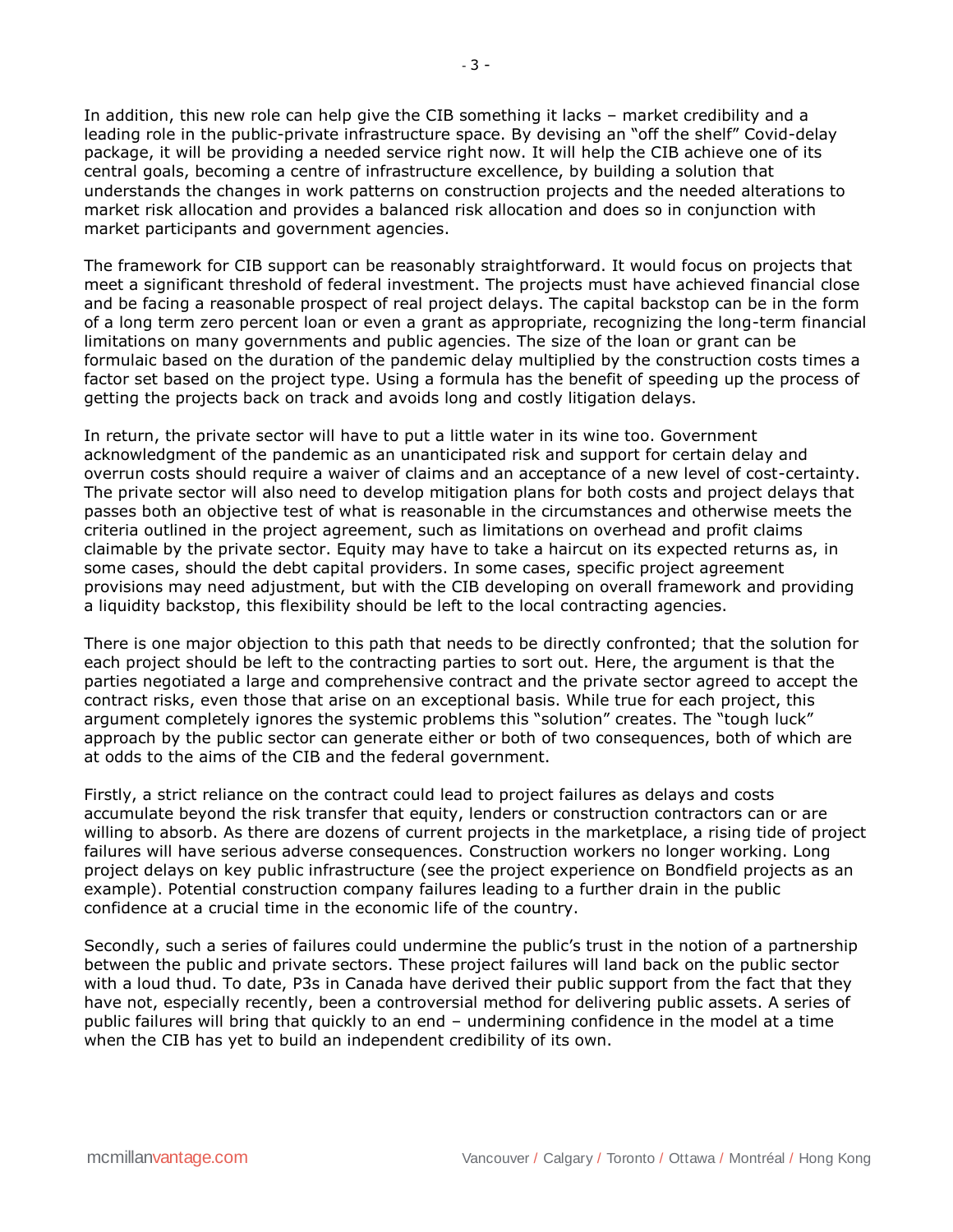In addition, this new role can help give the CIB something it lacks – market credibility and a leading role in the public-private infrastructure space. By devising an "off the shelf" Covid-delay package, it will be providing a needed service right now. It will help the CIB achieve one of its central goals, becoming a centre of infrastructure excellence, by building a solution that understands the changes in work patterns on construction projects and the needed alterations to market risk allocation and provides a balanced risk allocation and does so in conjunction with market participants and government agencies.

The framework for CIB support can be reasonably straightforward. It would focus on projects that meet a significant threshold of federal investment. The projects must have achieved financial close and be facing a reasonable prospect of real project delays. The capital backstop can be in the form of a long term zero percent loan or even a grant as appropriate, recognizing the long-term financial limitations on many governments and public agencies. The size of the loan or grant can be formulaic based on the duration of the pandemic delay multiplied by the construction costs times a factor set based on the project type. Using a formula has the benefit of speeding up the process of getting the projects back on track and avoids long and costly litigation delays.

In return, the private sector will have to put a little water in its wine too. Government acknowledgment of the pandemic as an unanticipated risk and support for certain delay and overrun costs should require a waiver of claims and an acceptance of a new level of cost-certainty. The private sector will also need to develop mitigation plans for both costs and project delays that passes both an objective test of what is reasonable in the circumstances and otherwise meets the criteria outlined in the project agreement, such as limitations on overhead and profit claims claimable by the private sector. Equity may have to take a haircut on its expected returns as, in some cases, should the debt capital providers. In some cases, specific project agreement provisions may need adjustment, but with the CIB developing on overall framework and providing a liquidity backstop, this flexibility should be left to the local contracting agencies.

There is one major objection to this path that needs to be directly confronted; that the solution for each project should be left to the contracting parties to sort out. Here, the argument is that the parties negotiated a large and comprehensive contract and the private sector agreed to accept the contract risks, even those that arise on an exceptional basis. While true for each project, this argument completely ignores the systemic problems this "solution" creates. The "tough luck" approach by the public sector can generate either or both of two consequences, both of which are at odds to the aims of the CIB and the federal government.

Firstly, a strict reliance on the contract could lead to project failures as delays and costs accumulate beyond the risk transfer that equity, lenders or construction contractors can or are willing to absorb. As there are dozens of current projects in the marketplace, a rising tide of project failures will have serious adverse consequences. Construction workers no longer working. Long project delays on key public infrastructure (see the project experience on Bondfield projects as an example). Potential construction company failures leading to a further drain in the public confidence at a crucial time in the economic life of the country.

Secondly, such a series of failures could undermine the public's trust in the notion of a partnership between the public and private sectors. These project failures will land back on the public sector with a loud thud. To date, P3s in Canada have derived their public support from the fact that they have not, especially recently, been a controversial method for delivering public assets. A series of public failures will bring that quickly to an end – undermining confidence in the model at a time when the CIB has yet to build an independent credibility of its own.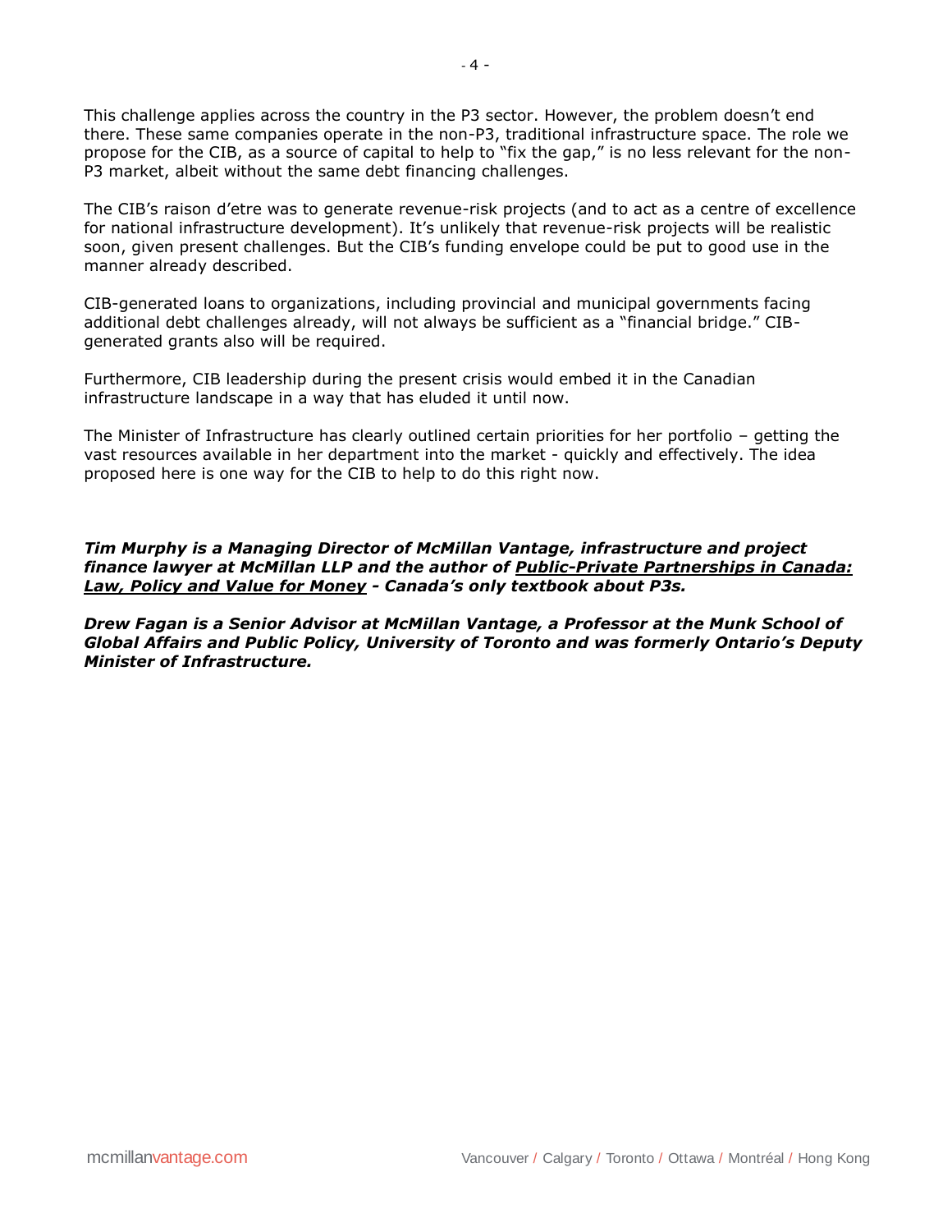This challenge applies across the country in the P3 sector. However, the problem doesn't end there. These same companies operate in the non-P3, traditional infrastructure space. The role we propose for the CIB, as a source of capital to help to "fix the gap," is no less relevant for the non-P3 market, albeit without the same debt financing challenges.

The CIB's raison d'etre was to generate revenue-risk projects (and to act as a centre of excellence for national infrastructure development). It's unlikely that revenue-risk projects will be realistic soon, given present challenges. But the CIB's funding envelope could be put to good use in the manner already described.

CIB-generated loans to organizations, including provincial and municipal governments facing additional debt challenges already, will not always be sufficient as a "financial bridge." CIB-generated grants also will be required.

Furthermore, CIB leadership during the present crisis would embed it in the Canadian infrastructure landscape in a way that has eluded it until now.

The Minister of Infrastructure has clearly outlined certain priorities for her portfolio – getting the vast resources available in her department into the market - quickly and effectively. The idea proposed here is one way for the CIB to help to do this right now.

***Tim Murphy is a Managing Director of McMillan Vantage, infrastructure and project finance lawyer at McMillan LLP and the author of Public-Private Partnerships in Canada: Law, Policy and Value for Money - Canada's only textbook about P3s.***

***Drew Fagan is a Senior Advisor at McMillan Vantage, a Professor at the Munk School of Global Affairs and Public Policy, University of Toronto and was formerly Ontario's Deputy Minister of Infrastructure.***